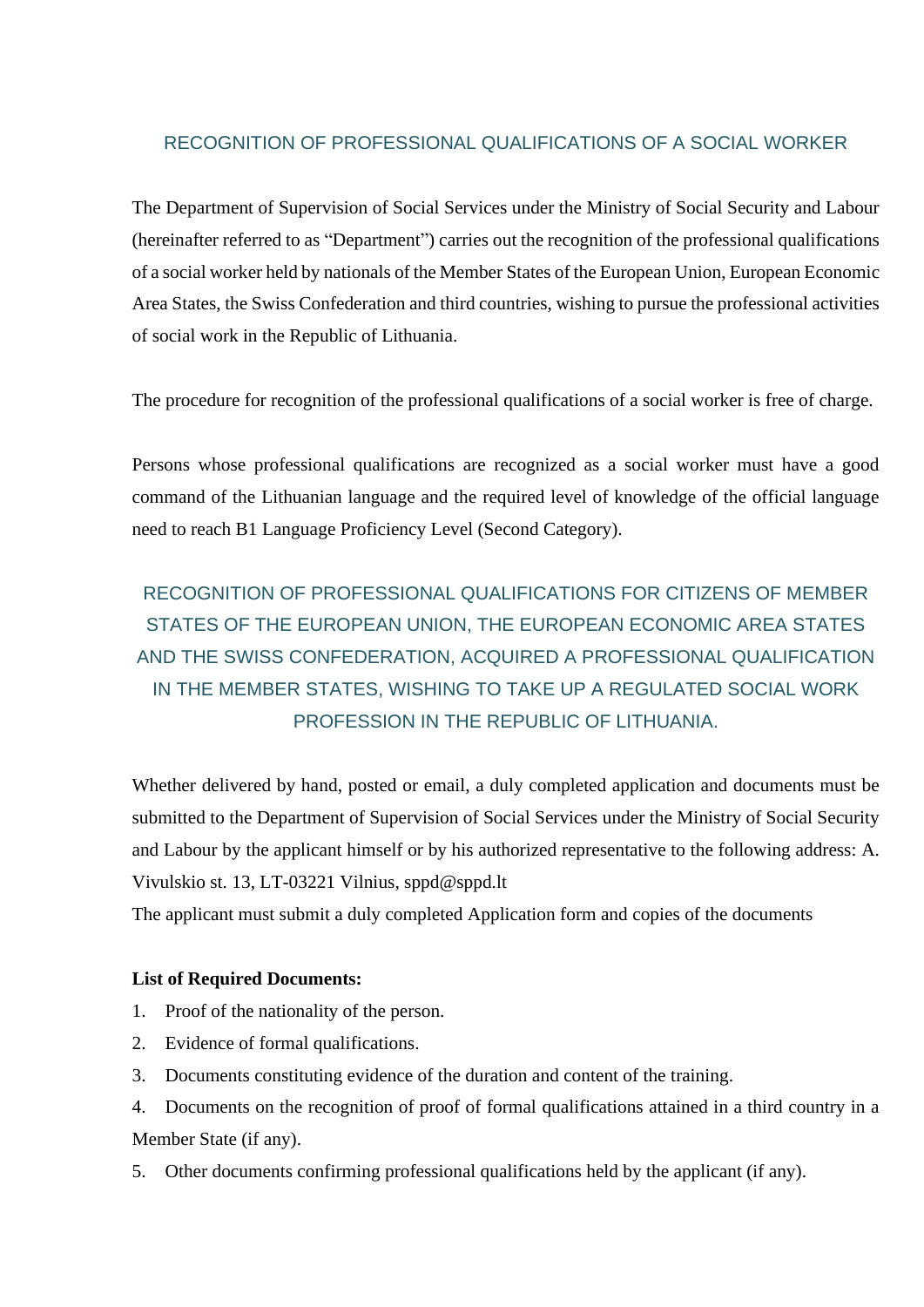# RECOGNITION OF PROFESSIONAL QUALIFICATIONS OF A SOCIAL WORKER

The Department of Supervision of Social Services under the Ministry of Social Security and Labour (hereinafter referred to as "Department") carries out the recognition of the professional qualifications of a social worker held by nationals of the Member States of the European Union, European Economic Area States, the Swiss Confederation and third countries, wishing to pursue the professional activities of social work in the Republic of Lithuania.

The procedure for recognition of the professional qualifications of a social worker is free of charge.

Persons whose professional qualifications are recognized as a social worker must have a good command of the Lithuanian language and the required level of knowledge of the official language need to reach B1 Language Proficiency Level (Second Category).

## RECOGNITION OF PROFESSIONAL QUALIFICATIONS FOR CITIZENS OF MEMBER STATES OF THE EUROPEAN UNION, THE EUROPEAN ECONOMIC AREA STATES AND THE SWISS CONFEDERATION, ACQUIRED A PROFESSIONAL QUALIFICATION IN THE MEMBER STATES, WISHING TO TAKE UP A REGULATED SOCIAL WORK PROFESSION IN THE REPUBLIC OF LITHUANIA.

Whether delivered by hand, posted or email, a duly completed application and documents must be submitted to the Department of Supervision of Social Services under the Ministry of Social Security and Labour by the applicant himself or by his authorized representative to the following address: A. Vivulskio st. 13, LT-03221 Vilnius, sppd@sppd.lt
The applicant must submit a duly completed Application form and copies of the documents

**List of Required Documents:**

1. Proof of the nationality of the person.
2. Evidence of formal qualifications.
3. Documents constituting evidence of the duration and content of the training.
4. Documents on the recognition of proof of formal qualifications attained in a third country in a Member State (if any).
5. Other documents confirming professional qualifications held by the applicant (if any).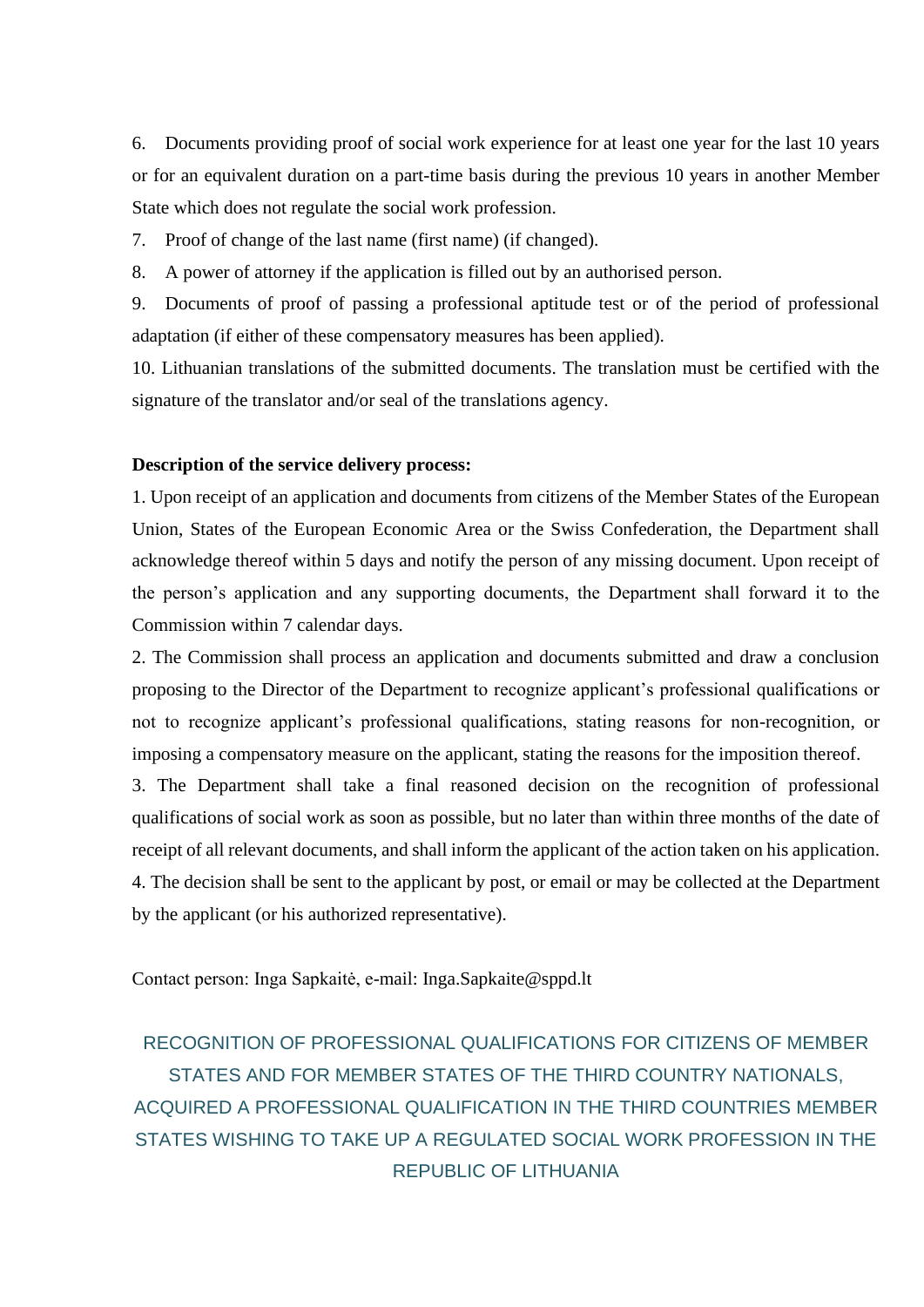6. Documents providing proof of social work experience for at least one year for the last 10 years or for an equivalent duration on a part-time basis during the previous 10 years in another Member State which does not regulate the social work profession.
7. Proof of change of the last name (first name) (if changed).
8. A power of attorney if the application is filled out by an authorised person.
9. Documents of proof of passing a professional aptitude test or of the period of professional adaptation (if either of these compensatory measures has been applied).
10. Lithuanian translations of the submitted documents. The translation must be certified with the signature of the translator and/or seal of the translations agency.

**Description of the service delivery process:**

1. Upon receipt of an application and documents from citizens of the Member States of the European Union, States of the European Economic Area or the Swiss Confederation, the Department shall acknowledge thereof within 5 days and notify the person of any missing document. Upon receipt of the person's application and any supporting documents, the Department shall forward it to the Commission within 7 calendar days.
2. The Commission shall process an application and documents submitted and draw a conclusion proposing to the Director of the Department to recognize applicant's professional qualifications or not to recognize applicant's professional qualifications, stating reasons for non-recognition, or imposing a compensatory measure on the applicant, stating the reasons for the imposition thereof.
3. The Department shall take a final reasoned decision on the recognition of professional qualifications of social work as soon as possible, but no later than within three months of the date of receipt of all relevant documents, and shall inform the applicant of the action taken on his application.
4. The decision shall be sent to the applicant by post, or email or may be collected at the Department by the applicant (or his authorized representative).

Contact person: Inga Sapkaitė, e-mail: Inga.Sapkaite@sppd.lt

## RECOGNITION OF PROFESSIONAL QUALIFICATIONS FOR CITIZENS OF MEMBER STATES AND FOR MEMBER STATES OF THE THIRD COUNTRY NATIONALS, ACQUIRED A PROFESSIONAL QUALIFICATION IN THE THIRD COUNTRIES MEMBER STATES WISHING TO TAKE UP A REGULATED SOCIAL WORK PROFESSION IN THE REPUBLIC OF LITHUANIA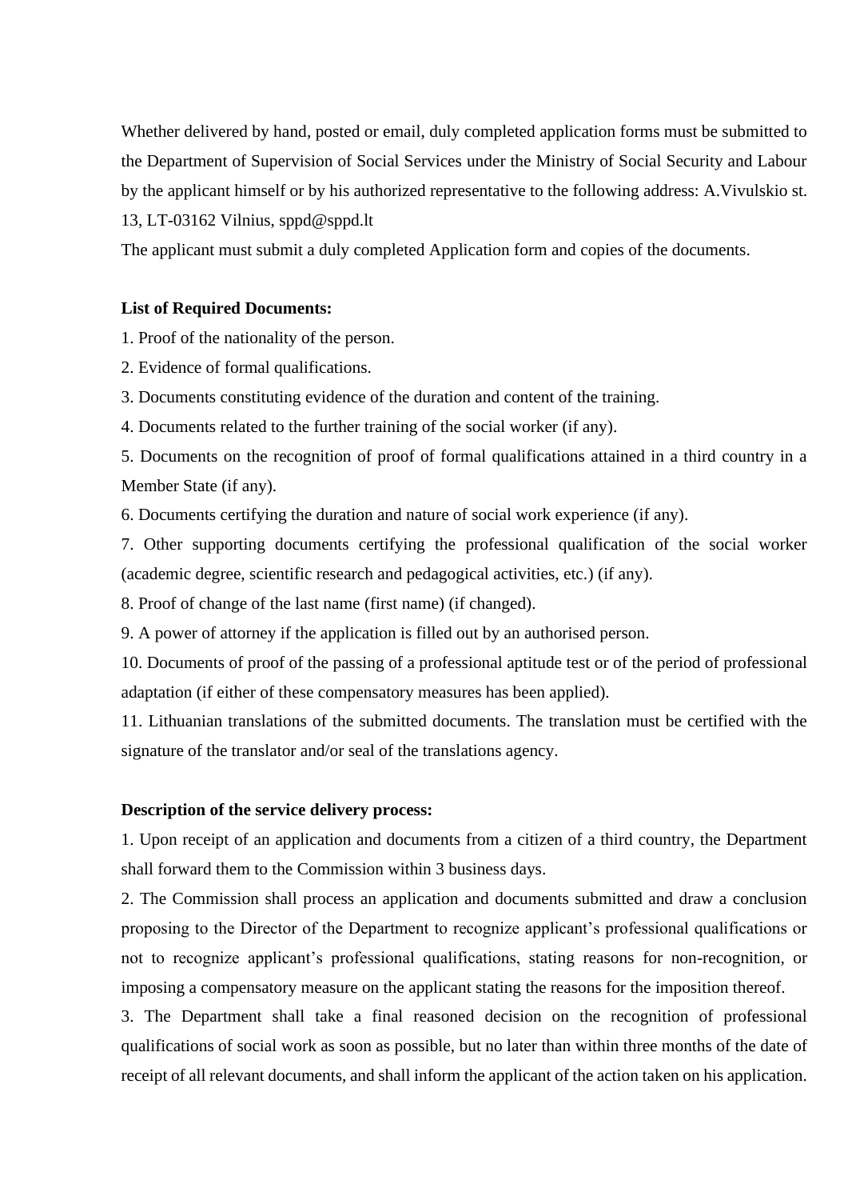Whether delivered by hand, posted or email, duly completed application forms must be submitted to the Department of Supervision of Social Services under the Ministry of Social Security and Labour by the applicant himself or by his authorized representative to the following address: A.Vivulskio st. 13, LT-03162 Vilnius, sppd@sppd.lt

The applicant must submit a duly completed Application form and copies of the documents.

**List of Required Documents:**

1. Proof of the nationality of the person.
2. Evidence of formal qualifications.
3. Documents constituting evidence of the duration and content of the training.
4. Documents related to the further training of the social worker (if any).
5. Documents on the recognition of proof of formal qualifications attained in a third country in a Member State (if any).
6. Documents certifying the duration and nature of social work experience (if any).
7. Other supporting documents certifying the professional qualification of the social worker (academic degree, scientific research and pedagogical activities, etc.) (if any).
8. Proof of change of the last name (first name) (if changed).
9. A power of attorney if the application is filled out by an authorised person.
10. Documents of proof of the passing of a professional aptitude test or of the period of professional adaptation (if either of these compensatory measures has been applied).
11. Lithuanian translations of the submitted documents. The translation must be certified with the signature of the translator and/or seal of the translations agency.

**Description of the service delivery process:**

1. Upon receipt of an application and documents from a citizen of a third country, the Department shall forward them to the Commission within 3 business days.
2. The Commission shall process an application and documents submitted and draw a conclusion proposing to the Director of the Department to recognize applicant's professional qualifications or not to recognize applicant's professional qualifications, stating reasons for non-recognition, or imposing a compensatory measure on the applicant stating the reasons for the imposition thereof.
3. The Department shall take a final reasoned decision on the recognition of professional qualifications of social work as soon as possible, but no later than within three months of the date of receipt of all relevant documents, and shall inform the applicant of the action taken on his application.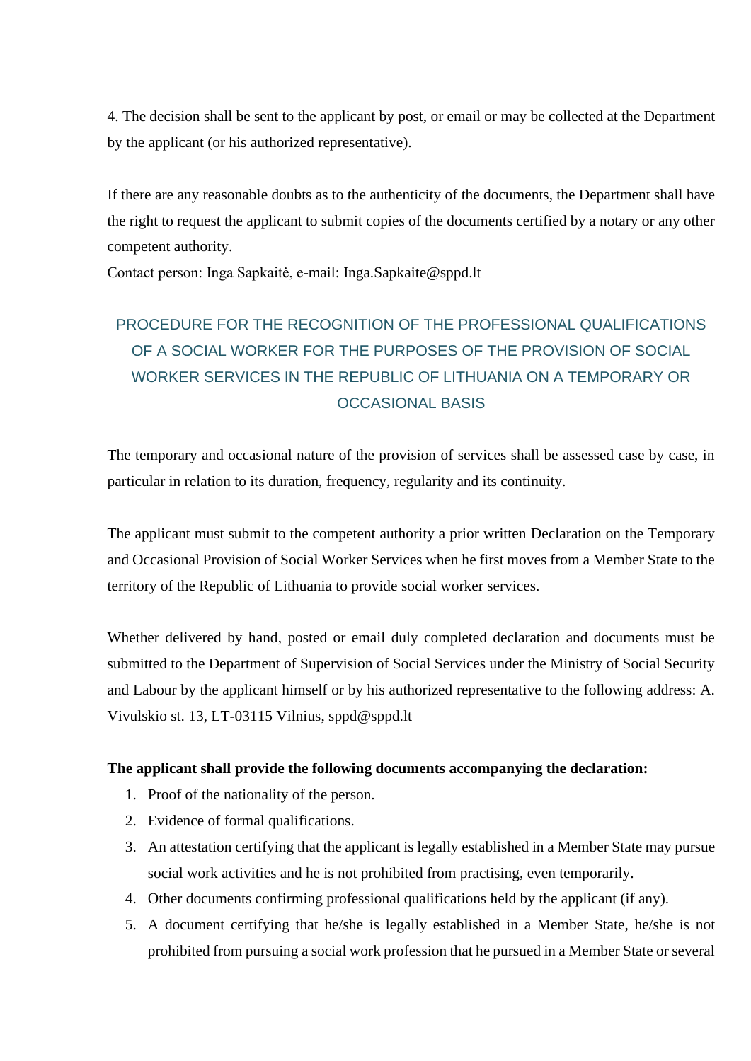4. The decision shall be sent to the applicant by post, or email or may be collected at the Department by the applicant (or his authorized representative).

If there are any reasonable doubts as to the authenticity of the documents, the Department shall have the right to request the applicant to submit copies of the documents certified by a notary or any other competent authority.
Contact person: Inga Sapkaitė, e-mail: Inga.Sapkaite@sppd.lt

## PROCEDURE FOR THE RECOGNITION OF THE PROFESSIONAL QUALIFICATIONS OF A SOCIAL WORKER FOR THE PURPOSES OF THE PROVISION OF SOCIAL WORKER SERVICES IN THE REPUBLIC OF LITHUANIA ON A TEMPORARY OR OCCASIONAL BASIS

The temporary and occasional nature of the provision of services shall be assessed case by case, in particular in relation to its duration, frequency, regularity and its continuity.

The applicant must submit to the competent authority a prior written Declaration on the Temporary and Occasional Provision of Social Worker Services when he first moves from a Member State to the territory of the Republic of Lithuania to provide social worker services.

Whether delivered by hand, posted or email duly completed declaration and documents must be submitted to the Department of Supervision of Social Services under the Ministry of Social Security and Labour by the applicant himself or by his authorized representative to the following address: A. Vivulskio st. 13, LT-03115 Vilnius, sppd@sppd.lt

**The applicant shall provide the following documents accompanying the declaration:**

1. Proof of the nationality of the person.
2. Evidence of formal qualifications.
3. An attestation certifying that the applicant is legally established in a Member State may pursue social work activities and he is not prohibited from practising, even temporarily.
4. Other documents confirming professional qualifications held by the applicant (if any).
5. A document certifying that he/she is legally established in a Member State, he/she is not prohibited from pursuing a social work profession that he pursued in a Member State or several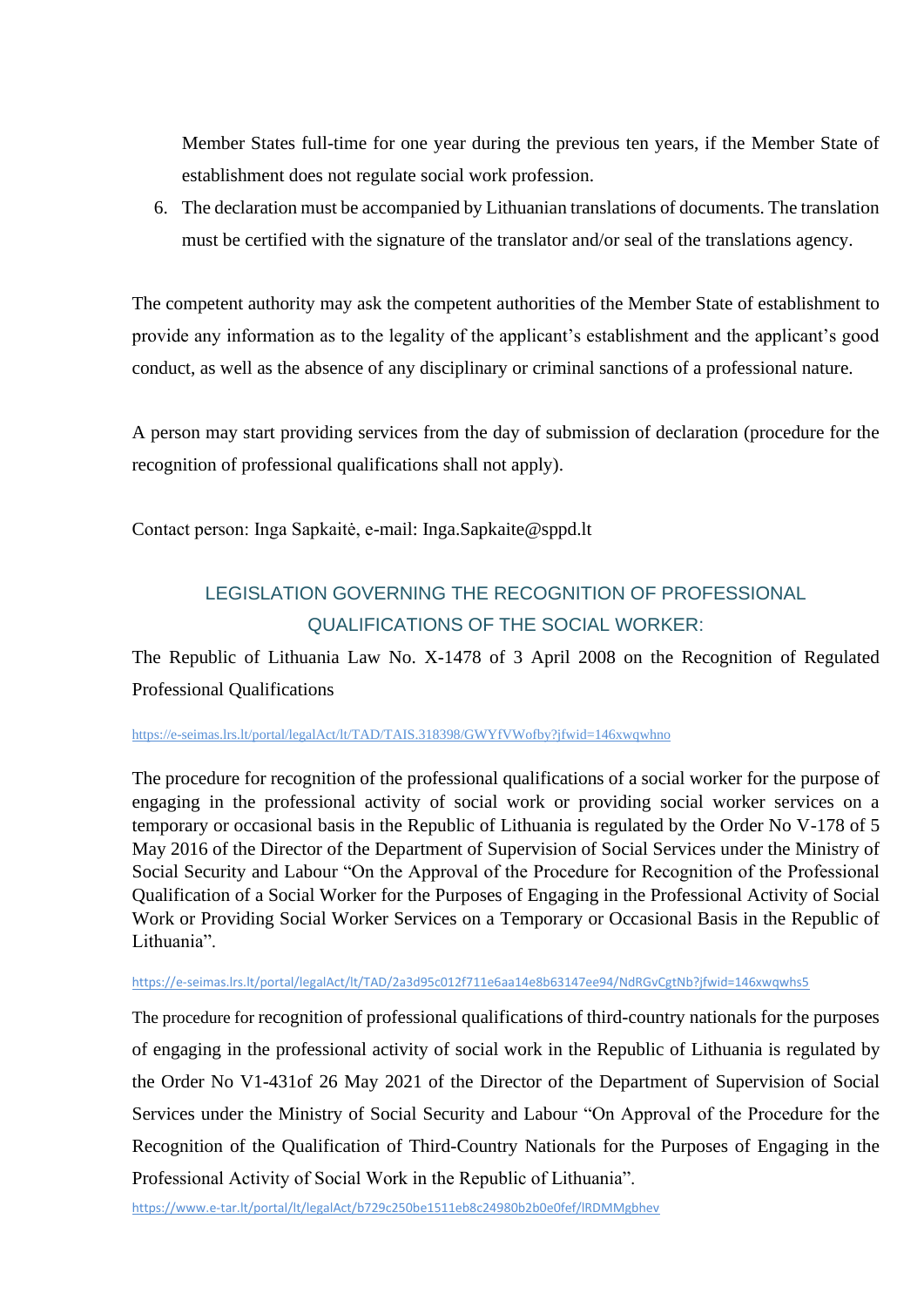Member States full-time for one year during the previous ten years, if the Member State of establishment does not regulate social work profession.

6. The declaration must be accompanied by Lithuanian translations of documents. The translation must be certified with the signature of the translator and/or seal of the translations agency.

The competent authority may ask the competent authorities of the Member State of establishment to provide any information as to the legality of the applicant's establishment and the applicant's good conduct, as well as the absence of any disciplinary or criminal sanctions of a professional nature.

A person may start providing services from the day of submission of declaration (procedure for the recognition of professional qualifications shall not apply).

Contact person: Inga Sapkaitė, e-mail: Inga.Sapkaite@sppd.lt

## LEGISLATION GOVERNING THE RECOGNITION OF PROFESSIONAL QUALIFICATIONS OF THE SOCIAL WORKER:

The Republic of Lithuania Law No. X-1478 of 3 April 2008 on the Recognition of Regulated Professional Qualifications

https://e-seimas.lrs.lt/portal/legalAct/lt/TAD/TAIS.318398/GWYfVWofby?jfwid=146xwqwhno

The procedure for recognition of the professional qualifications of a social worker for the purpose of engaging in the professional activity of social work or providing social worker services on a temporary or occasional basis in the Republic of Lithuania is regulated by the Order No V-178 of 5 May 2016 of the Director of the Department of Supervision of Social Services under the Ministry of Social Security and Labour "On the Approval of the Procedure for Recognition of the Professional Qualification of a Social Worker for the Purposes of Engaging in the Professional Activity of Social Work or Providing Social Worker Services on a Temporary or Occasional Basis in the Republic of Lithuania".

https://e-seimas.lrs.lt/portal/legalAct/lt/TAD/2a3d95c012f711e6aa14e8b63147ee94/NdRGvCgtNb?jfwid=146xwqwhs5

The procedure for recognition of professional qualifications of third-country nationals for the purposes of engaging in the professional activity of social work in the Republic of Lithuania is regulated by the Order No V1-431of 26 May 2021 of the Director of the Department of Supervision of Social Services under the Ministry of Social Security and Labour "On Approval of the Procedure for the Recognition of the Qualification of Third-Country Nationals for the Purposes of Engaging in the Professional Activity of Social Work in the Republic of Lithuania".

https://www.e-tar.lt/portal/lt/legalAct/b729c250be1511eb8c24980b2b0e0fef/lRDMMgbhev